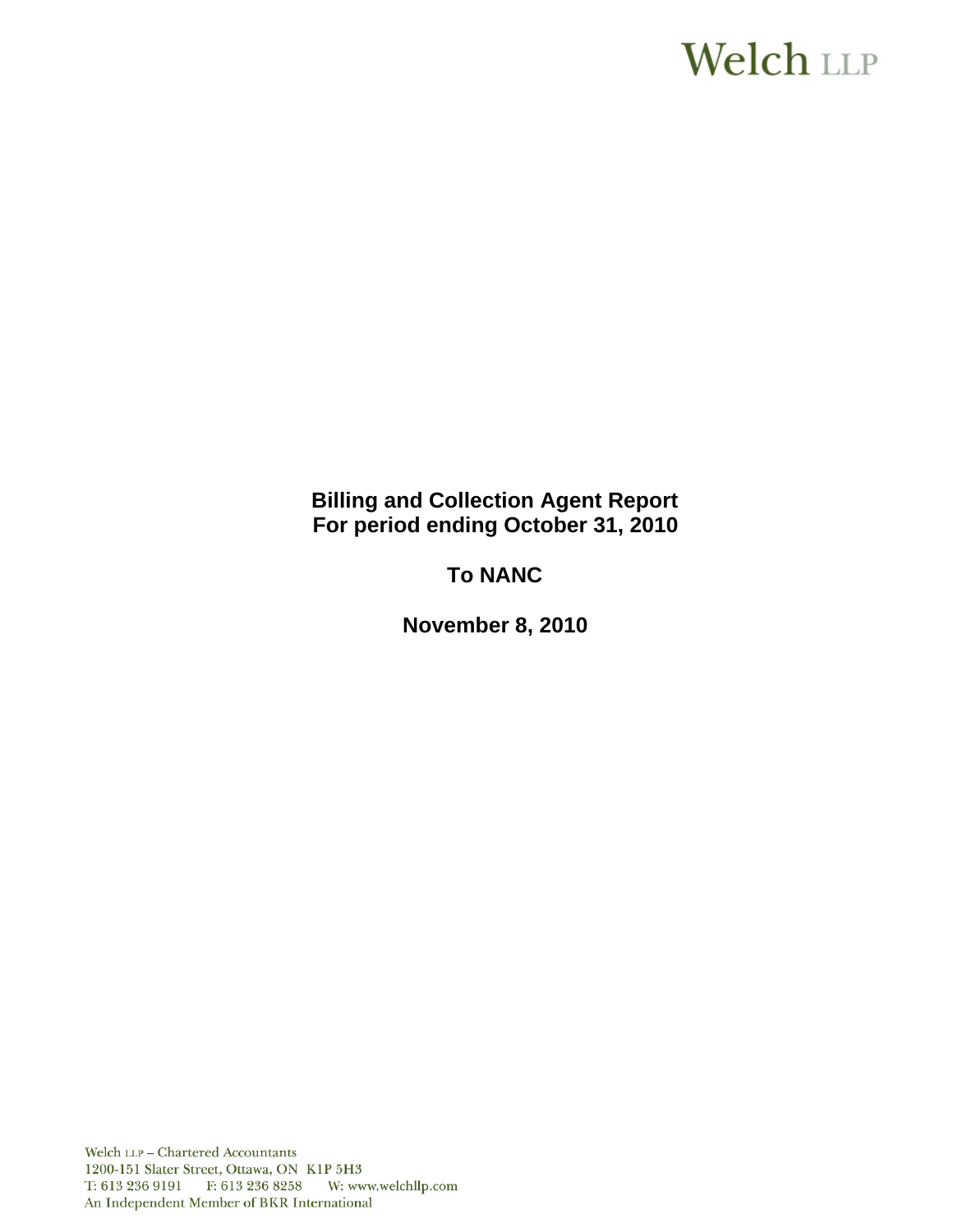Welch LLP

**Billing and Collection Agent Report**
**For period ending October 31, 2010**

**To NANC**

**November 8, 2010**

Welch LLP – Chartered Accountants
1200-151 Slater Street, Ottawa, ON K1P 5H3
T: 613 236 9191 F: 613 236 8258 W: www.welchllp.com
An Independent Member of BKR International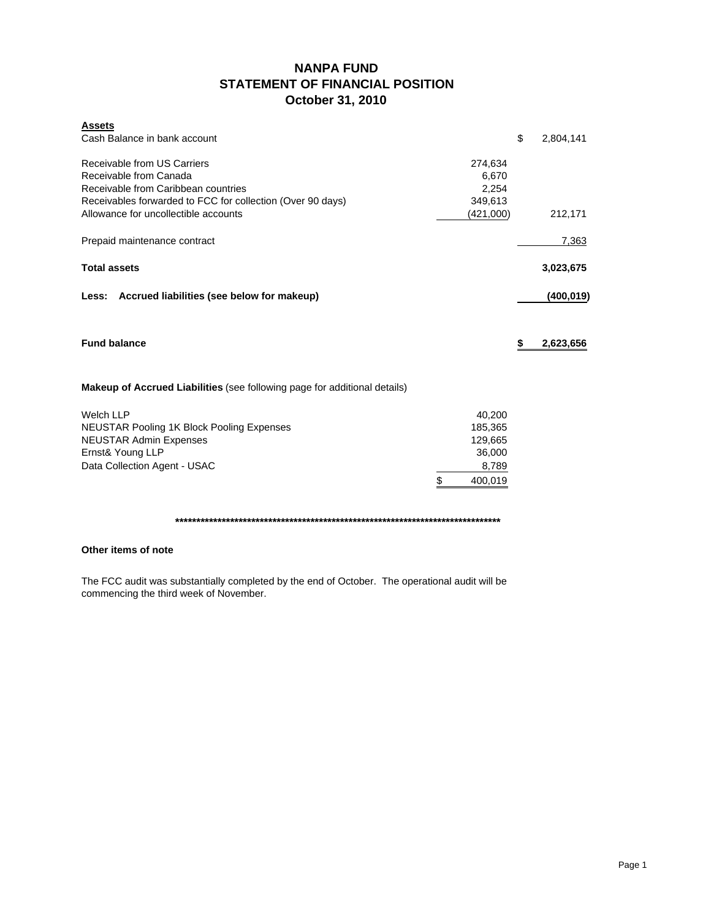# NANPA FUND
## STATEMENT OF FINANCIAL POSITION
## October 31, 2010

| **Assets** | | |
|---|---|---|
| Cash Balance in bank account | | $ 2,804,141 |
| | | |
| Receivable from US Carriers | 274,634 | |
| Receivable from Canada | 6,670 | |
| Receivable from Caribbean countries | 2,254 | |
| Receivables forwarded to FCC for collection (Over 90 days) | 349,613 | |
| Allowance for uncollectible accounts | (421,000) | 212,171 |
| | | |
| Prepaid maintenance contract | | 7,363 |
| | | |
| **Total assets** | | **3,023,675** |
| | | |
| **Less: Accrued liabilities (see below for makeup)** | | **(400,019)** |
| | | |
| **Fund balance** | | **$ 2,623,656** |

**Makeup of Accrued Liabilities** (see following page for additional details)

| | |
|---|---|
| Welch LLP | 40,200 |
| NEUSTAR Pooling 1K Block Pooling Expenses | 185,365 |
| NEUSTAR Admin Expenses | 129,665 |
| Ernst& Young LLP | 36,000 |
| Data Collection Agent - USAC | 8,789 |
| | $ 400,019 |

**********************************************************************************

**Other items of note**

The FCC audit was substantially completed by the end of October. The operational audit will be commencing the third week of November.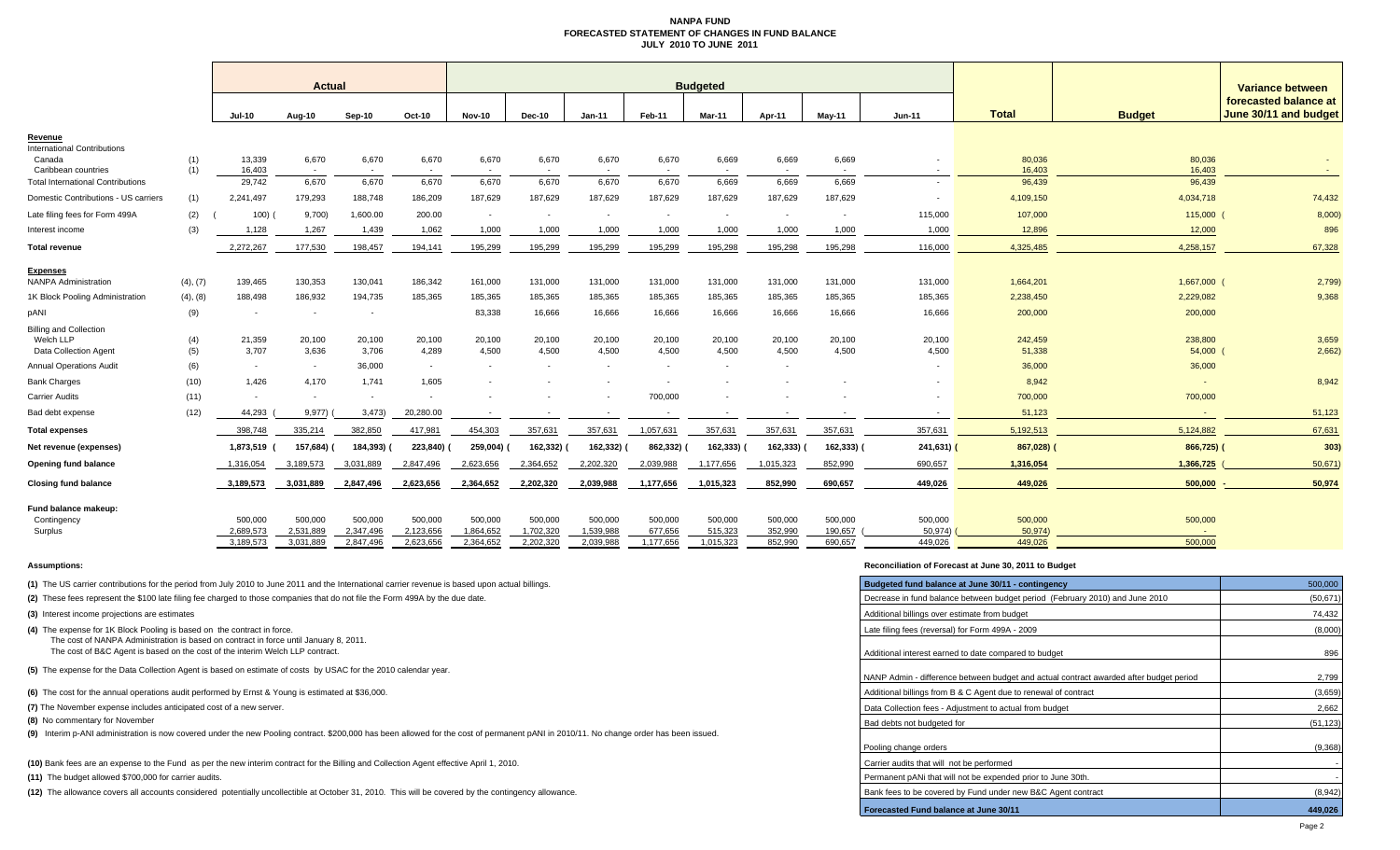# NANPA FUND
## FORECASTED STATEMENT OF CHANGES IN FUND BALANCE
### JULY 2010 TO JUNE 2011

| | | Actual | | | | Budgeted | | | | | | | | | | Variance between forecasted balance at June 30/11 and budget |
|---|---|---|---|---|---|---|---|---|---|---|---|---|---|---|---|---|
| | | Jul-10 | Aug-10 | Sep-10 | Oct-10 | Nov-10 | Dec-10 | Jan-11 | Feb-11 | Mar-11 | Apr-11 | May-11 | Jun-11 | Total | Budget | |
| **Revenue** | | | | | | | | | | | | | | | | |
| International Contributions | | | | | | | | | | | | | | | | |
| Canada | (1) | 13,339 | 6,670 | 6,670 | 6,670 | 6,670 | 6,670 | 6,670 | 6,670 | 6,669 | 6,669 | 6,669 | - | 80,036 | 80,036 | - |
| Caribbean countries | (1) | 16,403 | - | - | - | - | - | - | - | - | - | - | - | 16,403 | 16,403 | - |
| Total International Contributions | | 29,742 | 6,670 | 6,670 | 6,670 | 6,670 | 6,670 | 6,670 | 6,670 | 6,669 | 6,669 | 6,669 | - | 96,439 | 96,439 | - |
| Domestic Contributions - US carriers | (1) | 2,241,497 | 179,293 | 188,748 | 186,209 | 187,629 | 187,629 | 187,629 | 187,629 | 187,629 | 187,629 | 187,629 | - | 4,109,150 | 4,034,718 | 74,432 |
| Late filing fees for Form 499A | (2) | (100) | (9,700) | 1,600.00 | 200.00 | - | - | - | - | - | - | - | 115,000 | 107,000 | 115,000 | (8,000) |
| Interest income | (3) | 1,128 | 1,267 | 1,439 | 1,062 | 1,000 | 1,000 | 1,000 | 1,000 | 1,000 | 1,000 | 1,000 | 1,000 | 12,896 | 12,000 | 896 |
| **Total revenue** | | 2,272,267 | 177,530 | 198,457 | 194,141 | 195,299 | 195,299 | 195,299 | 195,299 | 195,298 | 195,298 | 195,298 | 116,000 | 4,325,485 | 4,258,157 | 67,328 |
| **Expenses** | | | | | | | | | | | | | | | | |
| NANPA Administration | (4), (7) | 139,465 | 130,353 | 130,041 | 186,342 | 161,000 | 131,000 | 131,000 | 131,000 | 131,000 | 131,000 | 131,000 | 131,000 | 1,664,201 | 1,667,000 | (2,799) |
| 1K Block Pooling Administration | (4), (8) | 188,498 | 186,932 | 194,735 | 185,365 | 185,365 | 185,365 | 185,365 | 185,365 | 185,365 | 185,365 | 185,365 | 185,365 | 2,238,450 | 2,229,082 | 9,368 |
| pANI | (9) | - | - | - | | 83,338 | 16,666 | 16,666 | 16,666 | 16,666 | 16,666 | 16,666 | 16,666 | 200,000 | 200,000 | |
| Billing and Collection | | | | | | | | | | | | | | | | |
| Welch LLP | (4) | 21,359 | 20,100 | 20,100 | 20,100 | 20,100 | 20,100 | 20,100 | 20,100 | 20,100 | 20,100 | 20,100 | 20,100 | 242,459 | 238,800 | 3,659 |
| Data Collection Agent | (5) | 3,707 | 3,636 | 3,706 | 4,289 | 4,500 | 4,500 | 4,500 | 4,500 | 4,500 | 4,500 | 4,500 | 4,500 | 51,338 | 54,000 | (2,662) |
| Annual Operations Audit | (6) | - | - | 36,000 | - | - | - | - | - | - | - | | - | 36,000 | 36,000 | |
| Bank Charges | (10) | 1,426 | 4,170 | 1,741 | 1,605 | - | - | - | - | - | - | - | - | 8,942 | - | 8,942 |
| Carrier Audits | (11) | - | - | - | - | - | - | - | 700,000 | - | - | - | - | 700,000 | 700,000 | |
| Bad debt expense | (12) | 44,293 | (9,977) | (3,473) | 20,280.00 | - | - | - | - | - | - | - | - | 51,123 | - | 51,123 |
| **Total expenses** | | 398,748 | 335,214 | 382,850 | 417,981 | 454,303 | 357,631 | 357,631 | 1,057,631 | 357,631 | 357,631 | 357,631 | 357,631 | 5,192,513 | 5,124,882 | 67,631 |
| **Net revenue (expenses)** | | 1,873,519 | (157,684) | (184,393) | (223,840) | (259,004) | (162,332) | (162,332) | (862,332) | (162,333) | (162,333) | (162,333) | (241,631) | (867,028) | (866,725) | (303) |
| **Opening fund balance** | | 1,316,054 | 3,189,573 | 3,031,889 | 2,847,496 | 2,623,656 | 2,364,652 | 2,202,320 | 2,039,988 | 1,177,656 | 1,015,323 | 852,990 | 690,657 | 1,316,054 | 1,366,725 | (50,671) |
| **Closing fund balance** | | 3,189,573 | 3,031,889 | 2,847,496 | 2,623,656 | 2,364,652 | 2,202,320 | 2,039,988 | 1,177,656 | 1,015,323 | 852,990 | 690,657 | 449,026 | 449,026 | 500,000 | 50,974 |
| **Fund balance makeup:** | | | | | | | | | | | | | | | | |
| Contingency | | 500,000 | 500,000 | 500,000 | 500,000 | 500,000 | 500,000 | 500,000 | 500,000 | 500,000 | 500,000 | 500,000 | 500,000 | 500,000 | 500,000 | |
| Surplus | | 2,689,573 | 2,531,889 | 2,347,496 | 2,123,656 | 1,864,652 | 1,702,320 | 1,539,988 | 677,656 | 515,323 | 352,990 | 190,657 | (50,974) | (50,974) | - | |
| | | 3,189,573 | 3,031,889 | 2,847,496 | 2,623,656 | 2,364,652 | 2,202,320 | 2,039,988 | 1,177,656 | 1,015,323 | 852,990 | 690,657 | 449,026 | 449,026 | 500,000 | |

**Assumptions:**

**(1)** The US carrier contributions for the period from July 2010 to June 2011 and the International carrier revenue is based upon actual billings.

**(2)** These fees represent the $100 late filing fee charged to those companies that do not file the Form 499A by the due date.

**(3)** Interest income projections are estimates

**(4)** The expense for 1K Block Pooling is based on the contract in force.
The cost of NANPA Administration is based on contract in force until January 8, 2011.
The cost of B&C Agent is based on the cost of the interim Welch LLP contract.

**(5)** The expense for the Data Collection Agent is based on estimate of costs by USAC for the 2010 calendar year.

**(6)** The cost for the annual operations audit performed by Ernst & Young is estimated at $36,000.

**(7)** The November expense includes anticipated cost of a new server.

**(8)** No commentary for November

**(9)** Interim p-ANI administration is now covered under the new Pooling contract. $200,000 has been allowed for the cost of permanent pANI in 2010/11. No change order has been issued.

**(10)** Bank fees are an expense to the Fund as per the new interim contract for the Billing and Collection Agent effective April 1, 2010.

**(11)** The budget allowed $700,000 for carrier audits.

**(12)** The allowance covers all accounts considered potentially uncollectible at October 31, 2010. This will be covered by the contingency allowance.

**Reconciliation of Forecast at June 30, 2011 to Budget**

| Budgeted fund balance at June 30/11 - contingency | 500,000 |
|---|---|
| Decrease in fund balance between budget period (February 2010) and June 2010 | (50,671) |
| Additional billings over estimate from budget | 74,432 |
| Late filing fees (reversal) for Form 499A - 2009 | (8,000) |
| Additional interest earned to date compared to budget | 896 |
| NANP Admin - difference between budget and actual contract awarded after budget period | 2,799 |
| Additional billings from B & C Agent due to renewal of contract | (3,659) |
| Data Collection fees - Adjustment to actual from budget | 2,662 |
| Bad debts not budgeted for | (51,123) |
| Pooling change orders | (9,368) |
| Carrier audits that will not be performed | - |
| Permanent pANi that will not be expended prior to June 30th. | - |
| Bank fees to be covered by Fund under new B&C Agent contract | (8,942) |
| **Forecasted Fund balance at June 30/11** | **449,026** |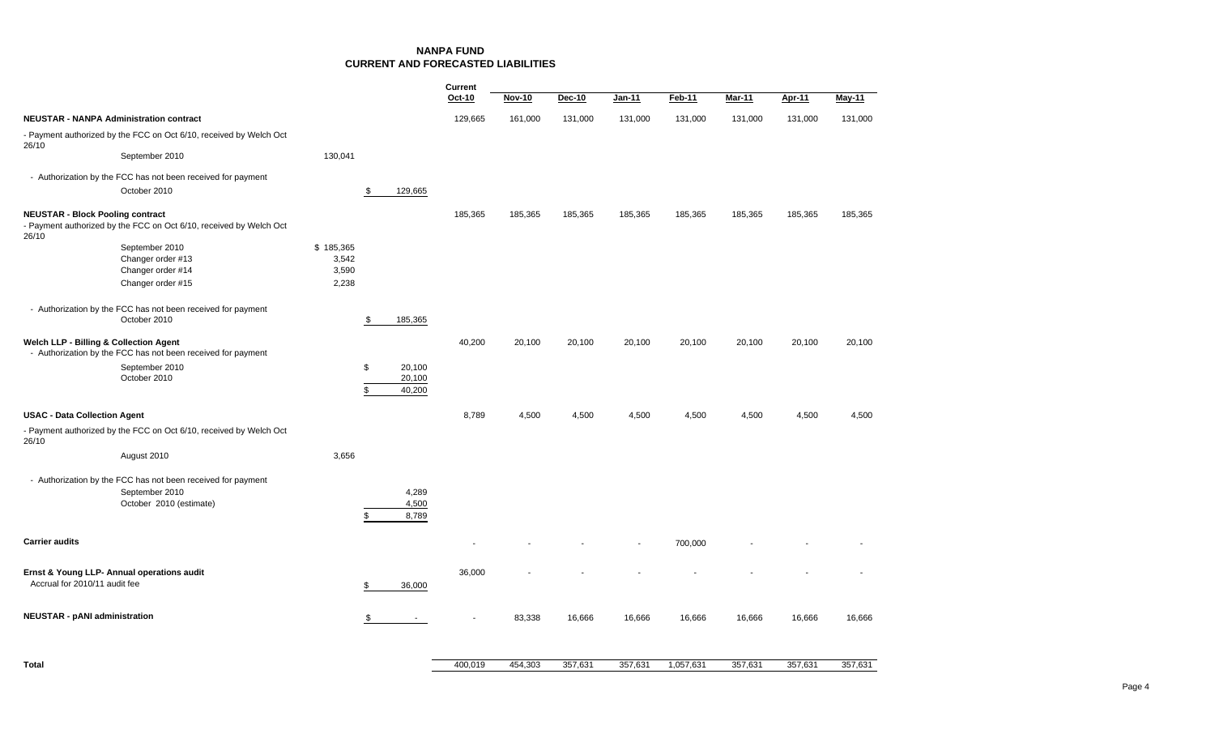# NANPA FUND
## CURRENT AND FORECASTED LIABILITIES

| | | | Current Oct-10 | Nov-10 | Dec-10 | Jan-11 | Feb-11 | Mar-11 | Apr-11 | May-11 |
|---|---|---|---|---|---|---|---|---|---|---|
| **NEUSTAR - NANPA Administration contract** | | | 129,665 | 161,000 | 131,000 | 131,000 | 131,000 | 131,000 | 131,000 | 131,000 |
| - Payment authorized by the FCC on Oct 6/10, received by Welch Oct 26/10 | | | | | | | | | | |
| September 2010 | 130,041 | | | | | | | | | |
| - Authorization by the FCC has not been received for payment | | | | | | | | | | |
| October 2010 | | $ 129,665 | | | | | | | | |
| **NEUSTAR - Block Pooling contract** | | | 185,365 | 185,365 | 185,365 | 185,365 | 185,365 | 185,365 | 185,365 | 185,365 |
| - Payment authorized by the FCC on Oct 6/10, received by Welch Oct 26/10 | | | | | | | | | | |
| September 2010 | $ 185,365 | | | | | | | | | |
| Changer order #13 | 3,542 | | | | | | | | | |
| Changer order #14 | 3,590 | | | | | | | | | |
| Changer order #15 | 2,238 | | | | | | | | | |
| - Authorization by the FCC has not been received for payment | | | | | | | | | | |
| October 2010 | | $ 185,365 | | | | | | | | |
| **Welch LLP - Billing & Collection Agent** | | | 40,200 | 20,100 | 20,100 | 20,100 | 20,100 | 20,100 | 20,100 | 20,100 |
| - Authorization by the FCC has not been received for payment | | | | | | | | | | |
| September 2010 | | $ 20,100 | | | | | | | | |
| October 2010 | | 20,100 | | | | | | | | |
| | | $ 40,200 | | | | | | | | |
| **USAC - Data Collection Agent** | | | 8,789 | 4,500 | 4,500 | 4,500 | 4,500 | 4,500 | 4,500 | 4,500 |
| - Payment authorized by the FCC on Oct 6/10, received by Welch Oct 26/10 | | | | | | | | | | |
| August 2010 | 3,656 | | | | | | | | | |
| - Authorization by the FCC has not been received for payment | | | | | | | | | | |
| September 2010 | | 4,289 | | | | | | | | |
| October 2010 (estimate) | | 4,500 | | | | | | | | |
| | | $ 8,789 | | | | | | | | |
| **Carrier audits** | | | - | - | - | - | 700,000 | - | - | - |
| **Ernst & Young LLP- Annual operations audit** | | | 36,000 | - | - | - | - | - | - | - |
| Accrual for 2010/11 audit fee | | $ 36,000 | | | | | | | | |
| **NEUSTAR - pANI administration** | | $ - | - | 83,338 | 16,666 | 16,666 | 16,666 | 16,666 | 16,666 | 16,666 |
| **Total** | | | 400,019 | 454,303 | 357,631 | 357,631 | 1,057,631 | 357,631 | 357,631 | 357,631 |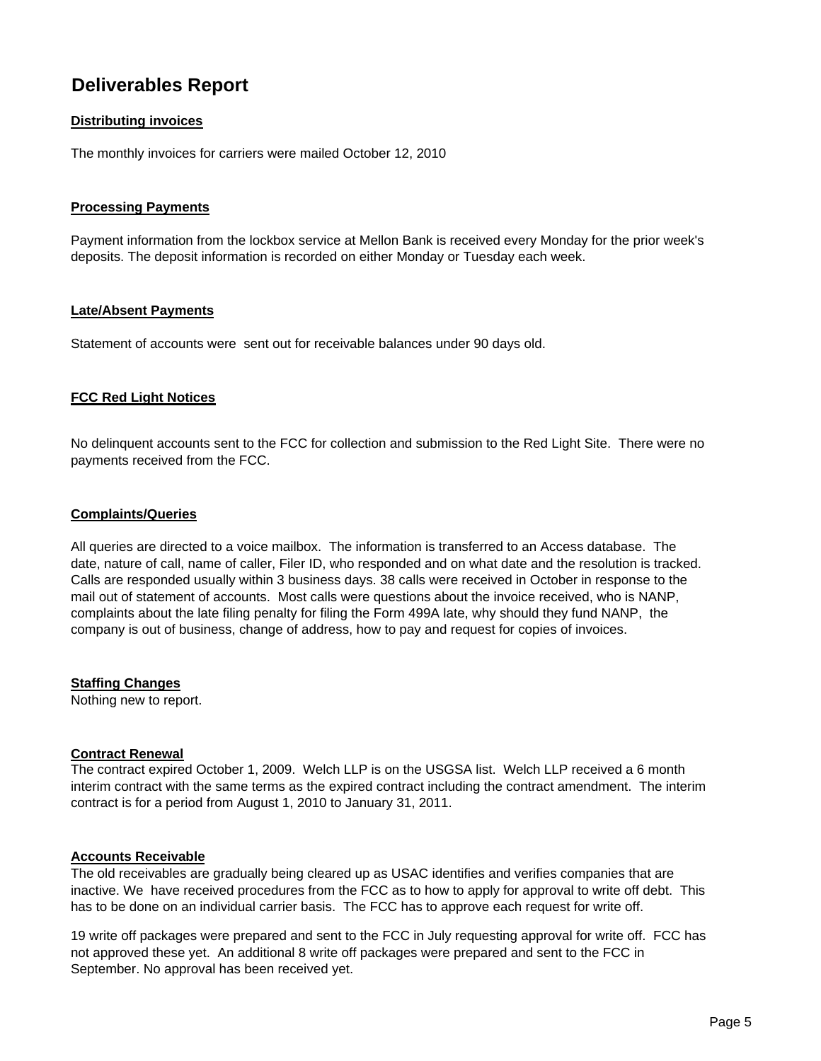# Deliverables Report

**Distributing invoices**

The monthly invoices for carriers were mailed October 12, 2010

**Processing Payments**

Payment information from the lockbox service at Mellon Bank is received every Monday for the prior week's deposits. The deposit information is recorded on either Monday or Tuesday each week.

**Late/Absent Payments**

Statement of accounts were sent out for receivable balances under 90 days old.

**FCC Red Light Notices**

No delinquent accounts sent to the FCC for collection and submission to the Red Light Site. There were no payments received from the FCC.

**Complaints/Queries**

All queries are directed to a voice mailbox. The information is transferred to an Access database. The date, nature of call, name of caller, Filer ID, who responded and on what date and the resolution is tracked. Calls are responded usually within 3 business days. 38 calls were received in October in response to the mail out of statement of accounts. Most calls were questions about the invoice received, who is NANP, complaints about the late filing penalty for filing the Form 499A late, why should they fund NANP, the company is out of business, change of address, how to pay and request for copies of invoices.

**Staffing Changes**

Nothing new to report.

**Contract Renewal**

The contract expired October 1, 2009. Welch LLP is on the USGSA list. Welch LLP received a 6 month interim contract with the same terms as the expired contract including the contract amendment. The interim contract is for a period from August 1, 2010 to January 31, 2011.

**Accounts Receivable**

The old receivables are gradually being cleared up as USAC identifies and verifies companies that are inactive. We have received procedures from the FCC as to how to apply for approval to write off debt. This has to be done on an individual carrier basis. The FCC has to approve each request for write off.

19 write off packages were prepared and sent to the FCC in July requesting approval for write off. FCC has not approved these yet. An additional 8 write off packages were prepared and sent to the FCC in September. No approval has been received yet.